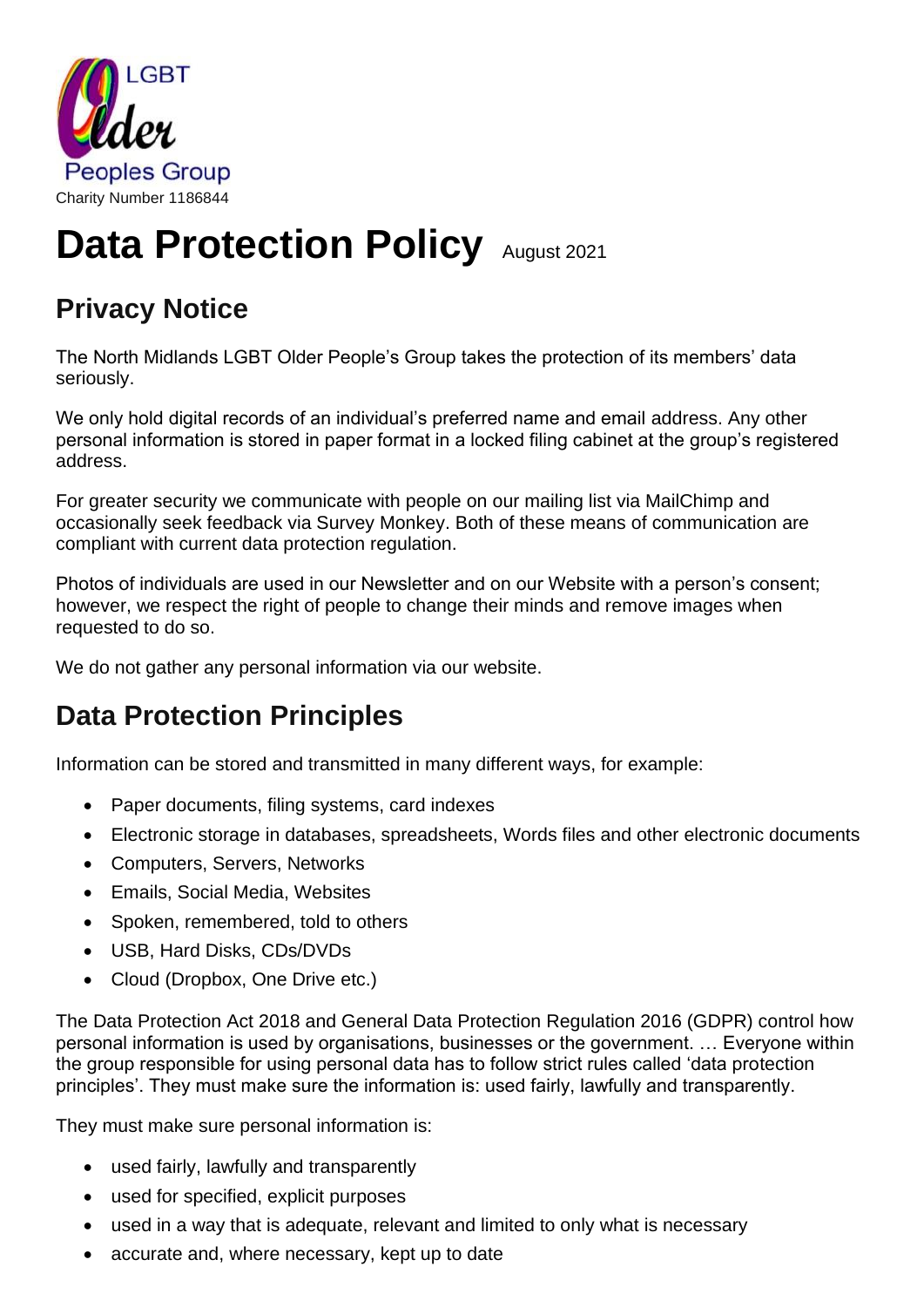LGBT Older Peoples Group

Charity Number 1186844

# Data Protection Policy August 2021

## Privacy Notice

The North Midlands LGBT Older People's Group takes the protection of its members' data seriously.

We only hold digital records of an individual's preferred name and email address. Any other personal information is stored in paper format in a locked filing cabinet at the group's registered address.

For greater security we communicate with people on our mailing list via MailChimp and occasionally seek feedback via Survey Monkey. Both of these means of communication are compliant with current data protection regulation.

Photos of individuals are used in our Newsletter and on our Website with a person's consent; however, we respect the right of people to change their minds and remove images when requested to do so.

We do not gather any personal information via our website.

## Data Protection Principles

Information can be stored and transmitted in many different ways, for example:

- Paper documents, filing systems, card indexes
- Electronic storage in databases, spreadsheets, Words files and other electronic documents
- Computers, Servers, Networks
- Emails, Social Media, Websites
- Spoken, remembered, told to others
- USB, Hard Disks, CDs/DVDs
- Cloud (Dropbox, One Drive etc.)

The Data Protection Act 2018 and General Data Protection Regulation 2016 (GDPR) control how personal information is used by organisations, businesses or the government. … Everyone within the group responsible for using personal data has to follow strict rules called 'data protection principles'. They must make sure the information is: used fairly, lawfully and transparently.

They must make sure personal information is:

- used fairly, lawfully and transparently
- used for specified, explicit purposes
- used in a way that is adequate, relevant and limited to only what is necessary
- accurate and, where necessary, kept up to date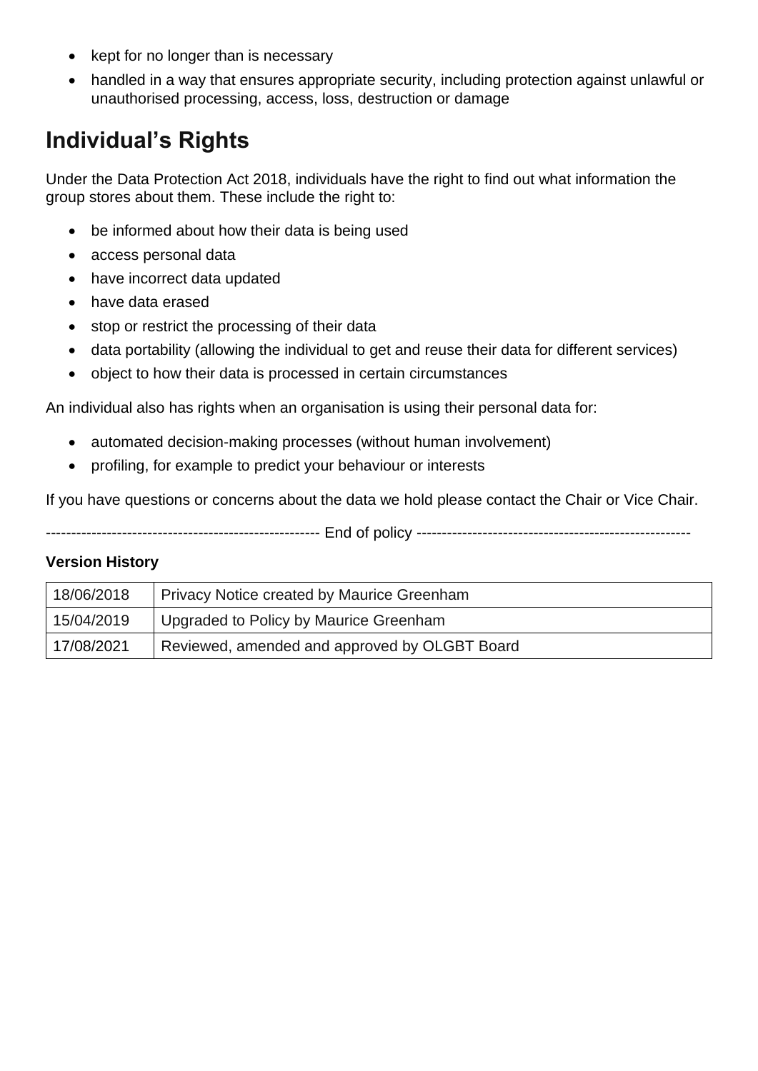- kept for no longer than is necessary
- handled in a way that ensures appropriate security, including protection against unlawful or unauthorised processing, access, loss, destruction or damage

## Individual's Rights

Under the Data Protection Act 2018, individuals have the right to find out what information the group stores about them. These include the right to:

- be informed about how their data is being used
- access personal data
- have incorrect data updated
- have data erased
- stop or restrict the processing of their data
- data portability (allowing the individual to get and reuse their data for different services)
- object to how their data is processed in certain circumstances

An individual also has rights when an organisation is using their personal data for:

- automated decision-making processes (without human involvement)
- profiling, for example to predict your behaviour or interests

If you have questions or concerns about the data we hold please contact the Chair or Vice Chair.

----------------------------------------------------- End of policy -----------------------------------------------------

**Version History**

| | |
|---|---|
| 18/06/2018 | Privacy Notice created by Maurice Greenham |
| 15/04/2019 | Upgraded to Policy by Maurice Greenham |
| 17/08/2021 | Reviewed, amended and approved by OLGBT Board |